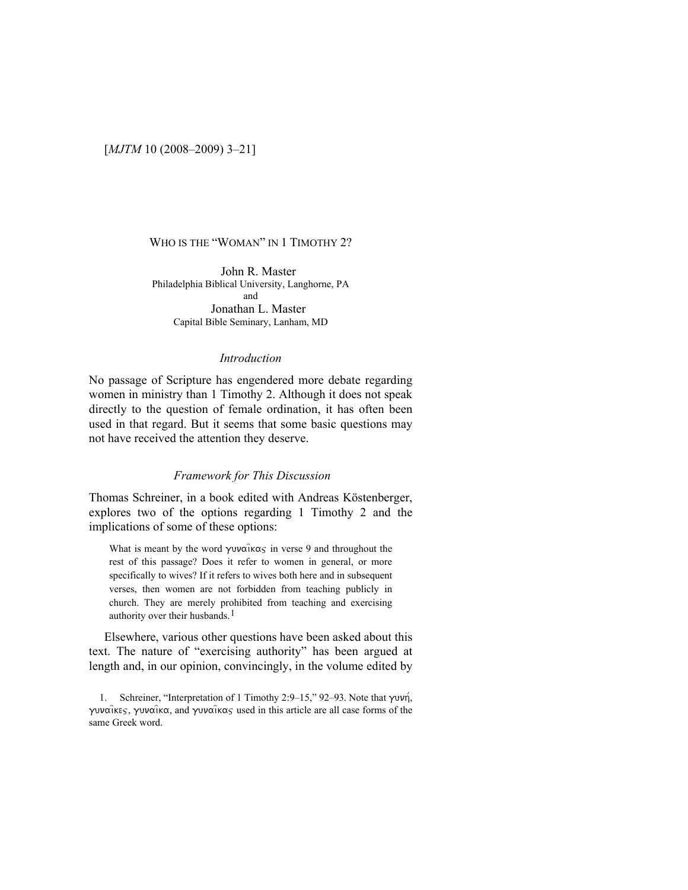[*MJTM* 10 (2008–2009) 3–21]

# WHO IS THE "WOMAN" IN 1 TIMOTHY 2?

John R. Master
Philadelphia Biblical University, Langhorne, PA
and
Jonathan L. Master
Capital Bible Seminary, Lanham, MD

## *Introduction*

No passage of Scripture has engendered more debate regarding women in ministry than 1 Timothy 2. Although it does not speak directly to the question of female ordination, it has often been used in that regard. But it seems that some basic questions may not have received the attention they deserve.

## *Framework for This Discussion*

Thomas Schreiner, in a book edited with Andreas Köstenberger, explores two of the options regarding 1 Timothy 2 and the implications of some of these options:

> What is meant by the word γυναῖκας in verse 9 and throughout the rest of this passage? Does it refer to women in general, or more specifically to wives? If it refers to wives both here and in subsequent verses, then women are not forbidden from teaching publicly in church. They are merely prohibited from teaching and exercising authority over their husbands.[1]

Elsewhere, various other questions have been asked about this text. The nature of "exercising authority" has been argued at length and, in our opinion, convincingly, in the volume edited by

1. Schreiner, "Interpretation of 1 Timothy 2:9–15," 92–93. Note that γυνή, γυναῖκες, γυναῖκα, and γυναῖκας used in this article are all case forms of the same Greek word.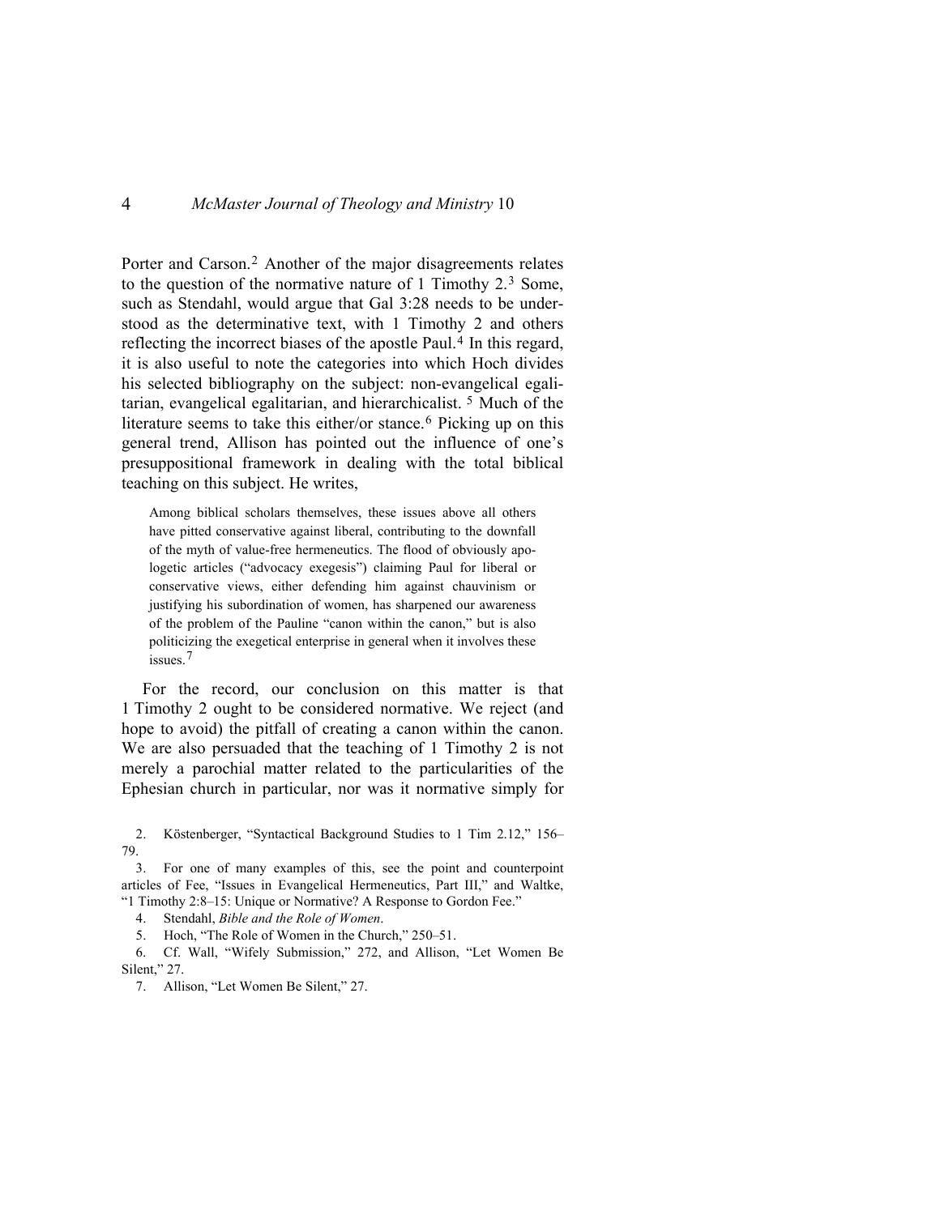Porter and Carson.[2] Another of the major disagreements relates to the question of the normative nature of 1 Timothy 2.[3] Some, such as Stendahl, would argue that Gal 3:28 needs to be understood as the determinative text, with 1 Timothy 2 and others reflecting the incorrect biases of the apostle Paul.[4] In this regard, it is also useful to note the categories into which Hoch divides his selected bibliography on the subject: non-evangelical egalitarian, evangelical egalitarian, and hierarchicalist.[5] Much of the literature seems to take this either/or stance.[6] Picking up on this general trend, Allison has pointed out the influence of one's presuppositional framework in dealing with the total biblical teaching on this subject. He writes,

> Among biblical scholars themselves, these issues above all others have pitted conservative against liberal, contributing to the downfall of the myth of value-free hermeneutics. The flood of obviously apologetic articles ("advocacy exegesis") claiming Paul for liberal or conservative views, either defending him against chauvinism or justifying his subordination of women, has sharpened our awareness of the problem of the Pauline "canon within the canon," but is also politicizing the exegetical enterprise in general when it involves these issues.[7]

For the record, our conclusion on this matter is that 1 Timothy 2 ought to be considered normative. We reject (and hope to avoid) the pitfall of creating a canon within the canon. We are also persuaded that the teaching of 1 Timothy 2 is not merely a parochial matter related to the particularities of the Ephesian church in particular, nor was it normative simply for

2. Köstenberger, "Syntactical Background Studies to 1 Tim 2.12," 156–79.

3. For one of many examples of this, see the point and counterpoint articles of Fee, "Issues in Evangelical Hermeneutics, Part III," and Waltke, "1 Timothy 2:8–15: Unique or Normative? A Response to Gordon Fee."

4. Stendahl, *Bible and the Role of Women*.

5. Hoch, "The Role of Women in the Church," 250–51.

6. Cf. Wall, "Wifely Submission," 272, and Allison, "Let Women Be Silent," 27.

7. Allison, "Let Women Be Silent," 27.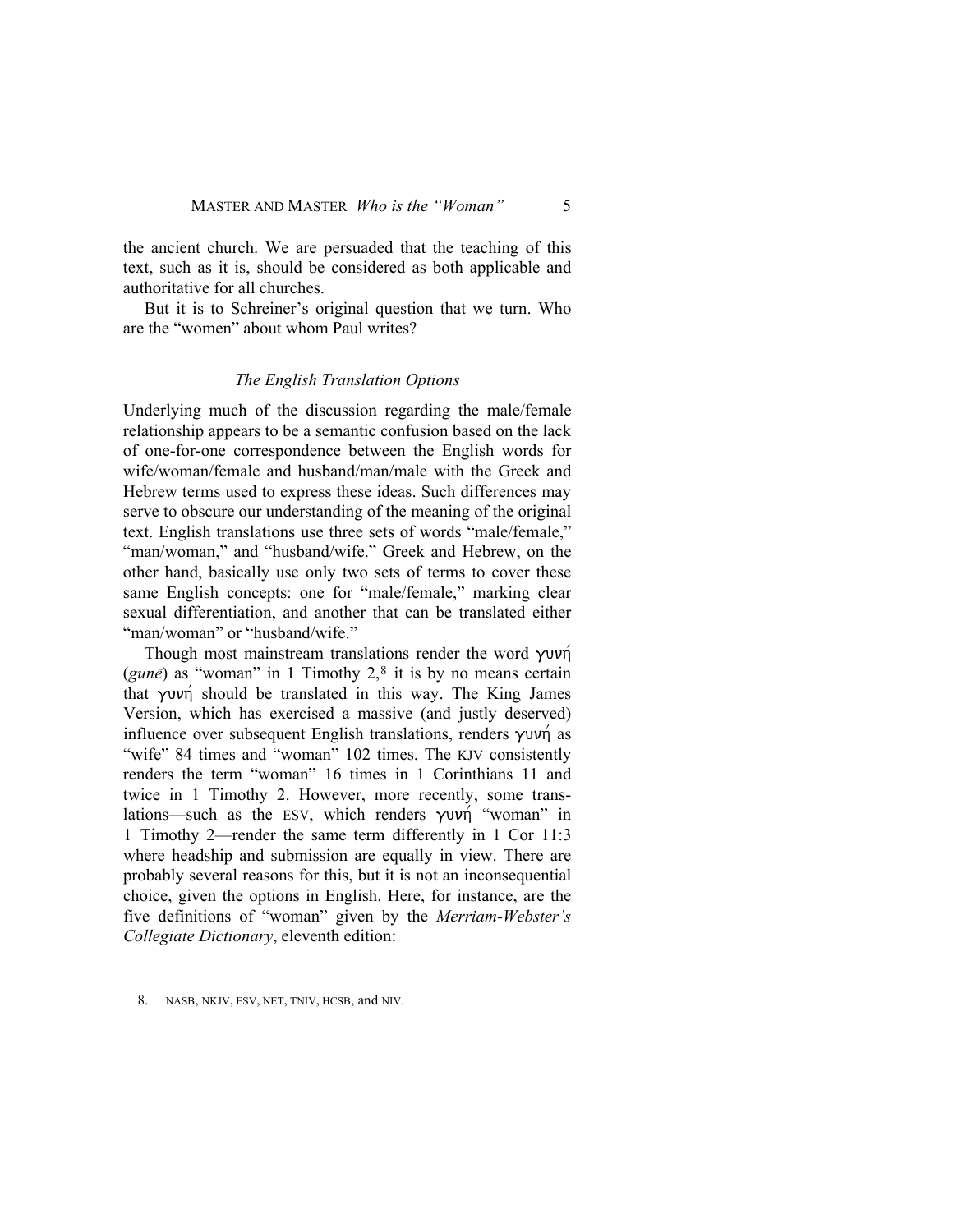the ancient church. We are persuaded that the teaching of this text, such as it is, should be considered as both applicable and authoritative for all churches.

But it is to Schreiner's original question that we turn. Who are the "women" about whom Paul writes?

### *The English Translation Options*

Underlying much of the discussion regarding the male/female relationship appears to be a semantic confusion based on the lack of one-for-one correspondence between the English words for wife/woman/female and husband/man/male with the Greek and Hebrew terms used to express these ideas. Such differences may serve to obscure our understanding of the meaning of the original text. English translations use three sets of words "male/female," "man/woman," and "husband/wife." Greek and Hebrew, on the other hand, basically use only two sets of terms to cover these same English concepts: one for "male/female," marking clear sexual differentiation, and another that can be translated either "man/woman" or "husband/wife."

Though most mainstream translations render the word γυνή (*gunē*) as "woman" in 1 Timothy 2,[8] it is by no means certain that γυνή should be translated in this way. The King James Version, which has exercised a massive (and justly deserved) influence over subsequent English translations, renders γυνή as "wife" 84 times and "woman" 102 times. The KJV consistently renders the term "woman" 16 times in 1 Corinthians 11 and twice in 1 Timothy 2. However, more recently, some translations—such as the ESV, which renders γυνή "woman" in 1 Timothy 2—render the same term differently in 1 Cor 11:3 where headship and submission are equally in view. There are probably several reasons for this, but it is not an inconsequential choice, given the options in English. Here, for instance, are the five definitions of "woman" given by the *Merriam-Webster's Collegiate Dictionary*, eleventh edition:

8. NASB, NKJV, ESV, NET, TNIV, HCSB, and NIV.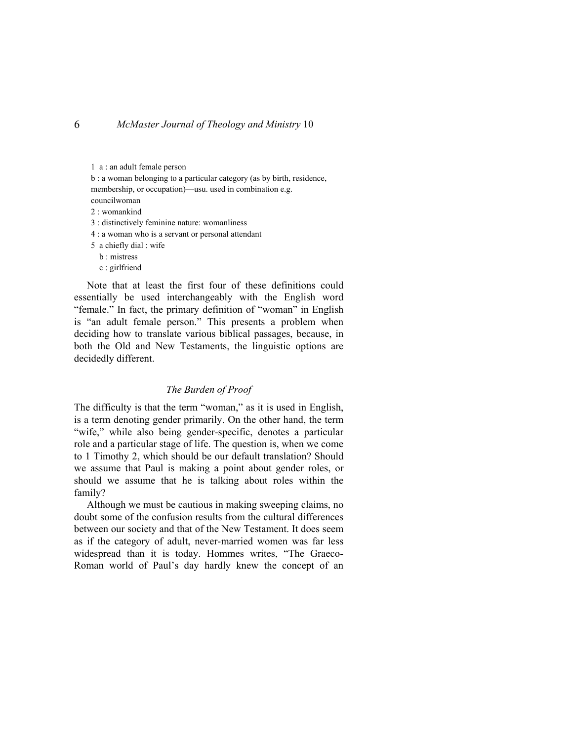1 a : an adult female person

b : a woman belonging to a particular category (as by birth, residence, membership, or occupation)—usu. used in combination e.g. councilwoman

2 : womankind

3 : distinctively feminine nature: womanliness

4 : a woman who is a servant or personal attendant

5 a chiefly dial : wife

b : mistress

c : girlfriend

Note that at least the first four of these definitions could essentially be used interchangeably with the English word "female." In fact, the primary definition of "woman" in English is "an adult female person." This presents a problem when deciding how to translate various biblical passages, because, in both the Old and New Testaments, the linguistic options are decidedly different.

### *The Burden of Proof*

The difficulty is that the term "woman," as it is used in English, is a term denoting gender primarily. On the other hand, the term "wife," while also being gender-specific, denotes a particular role and a particular stage of life. The question is, when we come to 1 Timothy 2, which should be our default translation? Should we assume that Paul is making a point about gender roles, or should we assume that he is talking about roles within the family?

Although we must be cautious in making sweeping claims, no doubt some of the confusion results from the cultural differences between our society and that of the New Testament. It does seem as if the category of adult, never-married women was far less widespread than it is today. Hommes writes, "The Graeco-Roman world of Paul's day hardly knew the concept of an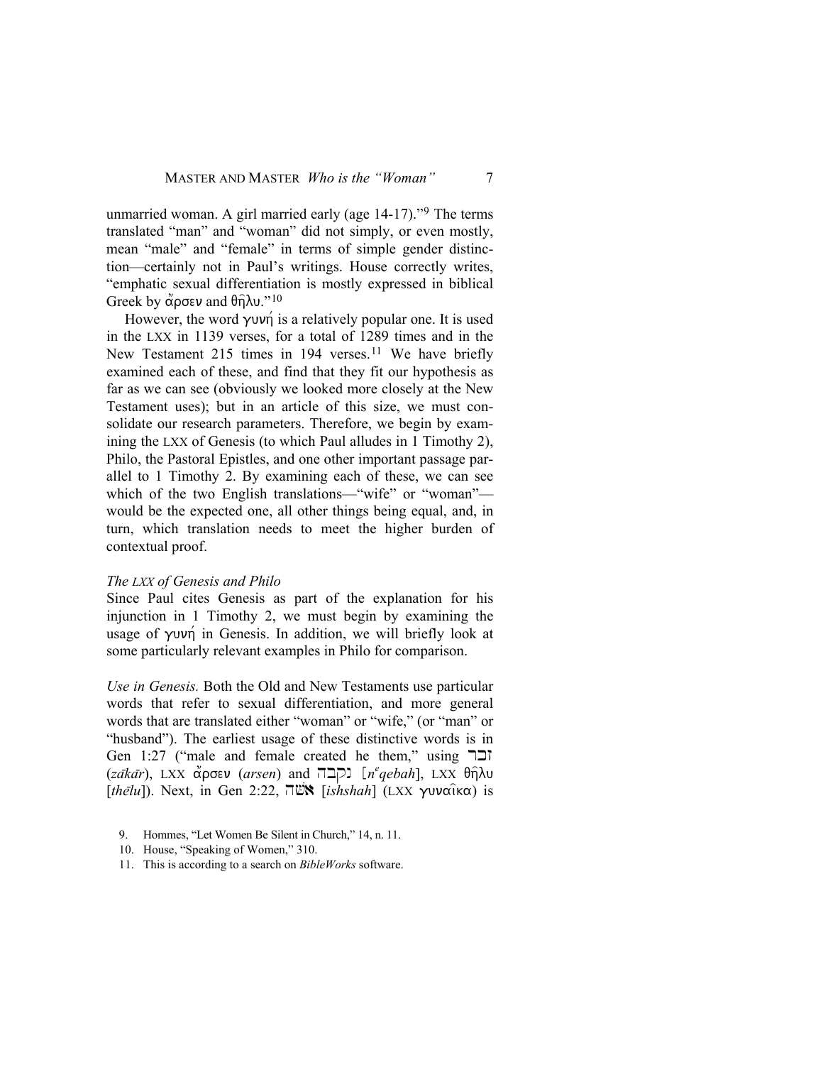unmarried woman. A girl married early (age 14-17)."[9] The terms translated "man" and "woman" did not simply, or even mostly, mean "male" and "female" in terms of simple gender distinction—certainly not in Paul's writings. House correctly writes, "emphatic sexual differentiation is mostly expressed in biblical Greek by ἄρσεν and θῆλυ."[10]

However, the word γυνή is a relatively popular one. It is used in the LXX in 1139 verses, for a total of 1289 times and in the New Testament 215 times in 194 verses.[11] We have briefly examined each of these, and find that they fit our hypothesis as far as we can see (obviously we looked more closely at the New Testament uses); but in an article of this size, we must consolidate our research parameters. Therefore, we begin by examining the LXX of Genesis (to which Paul alludes in 1 Timothy 2), Philo, the Pastoral Epistles, and one other important passage parallel to 1 Timothy 2. By examining each of these, we can see which of the two English translations—"wife" or "woman"—would be the expected one, all other things being equal, and, in turn, which translation needs to meet the higher burden of contextual proof.

### *The LXX of Genesis and Philo*

Since Paul cites Genesis as part of the explanation for his injunction in 1 Timothy 2, we must begin by examining the usage of γυνή in Genesis. In addition, we will briefly look at some particularly relevant examples in Philo for comparison.

*Use in Genesis.* Both the Old and New Testaments use particular words that refer to sexual differentiation, and more general words that are translated either "woman" or "wife," (or "man" or "husband"). The earliest usage of these distinctive words is in Gen 1:27 ("male and female created he them," using זכר (*zākār*), LXX ἄρσεν (*arsen*) and נקבה [*neqebah*], LXX θῆλυ [*thēlu*]). Next, in Gen 2:22, אשה [*ishshah*] (LXX γυναῖκα) is

9. Hommes, "Let Women Be Silent in Church," 14, n. 11.

10. House, "Speaking of Women," 310.

11. This is according to a search on *BibleWorks* software.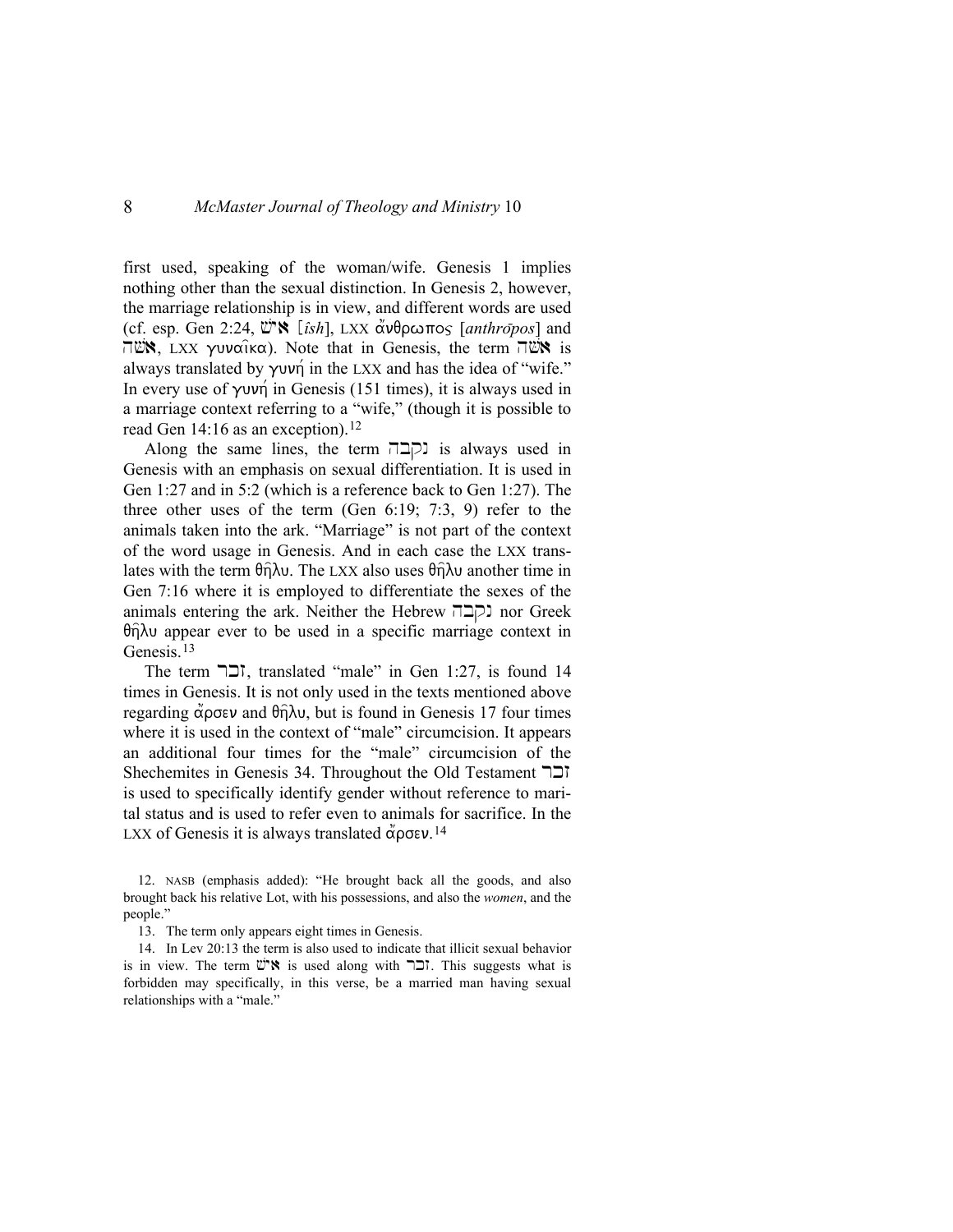first used, speaking of the woman/wife. Genesis 1 implies nothing other than the sexual distinction. In Genesis 2, however, the marriage relationship is in view, and different words are used (cf. esp. Gen 2:24, אִישׁ [*îsh*], LXX ἄνθρωπος [*anthrōpos*] and אִשָּׁה, LXX γυναῖκα). Note that in Genesis, the term אִשָּׁה is always translated by γυνή in the LXX and has the idea of "wife." In every use of γυνή in Genesis (151 times), it is always used in a marriage context referring to a "wife," (though it is possible to read Gen 14:16 as an exception).[12]

Along the same lines, the term נקבה is always used in Genesis with an emphasis on sexual differentiation. It is used in Gen 1:27 and in 5:2 (which is a reference back to Gen 1:27). The three other uses of the term (Gen 6:19; 7:3, 9) refer to the animals taken into the ark. "Marriage" is not part of the context of the word usage in Genesis. And in each case the LXX translates with the term θῆλυ. The LXX also uses θῆλυ another time in Gen 7:16 where it is employed to differentiate the sexes of the animals entering the ark. Neither the Hebrew נקבה nor Greek θῆλυ appear ever to be used in a specific marriage context in Genesis.[13]

The term זכר, translated "male" in Gen 1:27, is found 14 times in Genesis. It is not only used in the texts mentioned above regarding ἄρσεν and θῆλυ, but is found in Genesis 17 four times where it is used in the context of "male" circumcision. It appears an additional four times for the "male" circumcision of the Shechemites in Genesis 34. Throughout the Old Testament זכר is used to specifically identify gender without reference to marital status and is used to refer even to animals for sacrifice. In the LXX of Genesis it is always translated ἄρσεν.[14]

12. NASB (emphasis added): "He brought back all the goods, and also brought back his relative Lot, with his possessions, and also the *women*, and the people."

13. The term only appears eight times in Genesis.

14. In Lev 20:13 the term is also used to indicate that illicit sexual behavior is in view. The term אִישׁ is used along with זכר. This suggests what is forbidden may specifically, in this verse, be a married man having sexual relationships with a "male."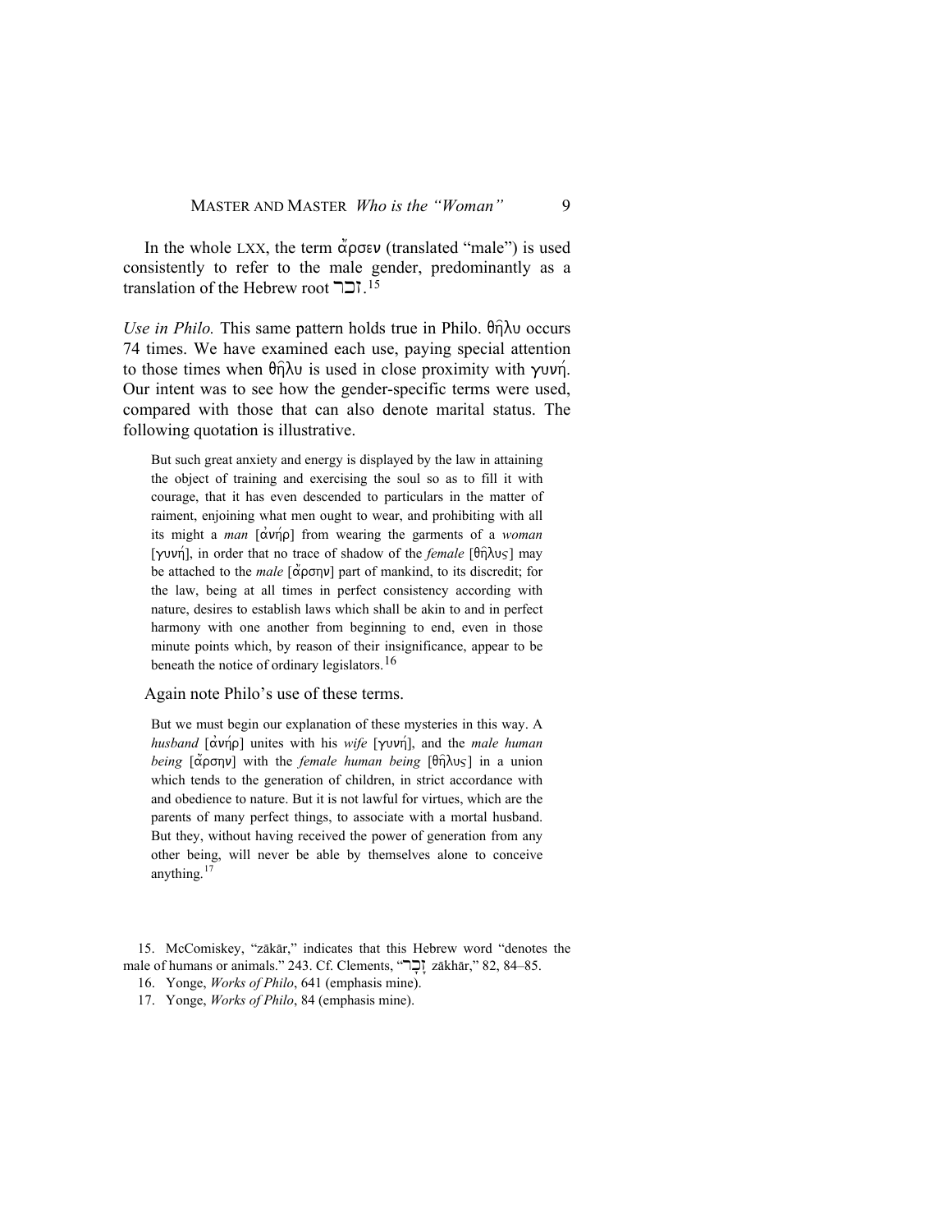In the whole LXX, the term ἄρσεν (translated "male") is used consistently to refer to the male gender, predominantly as a translation of the Hebrew root זכר.[15]

*Use in Philo.* This same pattern holds true in Philo. θῆλυ occurs 74 times. We have examined each use, paying special attention to those times when θῆλυ is used in close proximity with γυνή. Our intent was to see how the gender-specific terms were used, compared with those that can also denote marital status. The following quotation is illustrative.

> But such great anxiety and energy is displayed by the law in attaining the object of training and exercising the soul so as to fill it with courage, that it has even descended to particulars in the matter of raiment, enjoining what men ought to wear, and prohibiting with all its might a *man* [ἀνήρ] from wearing the garments of a *woman* [γυνή], in order that no trace of shadow of the *female* [θῆλυς] may be attached to the *male* [ἄρσην] part of mankind, to its discredit; for the law, being at all times in perfect consistency according with nature, desires to establish laws which shall be akin to and in perfect harmony with one another from beginning to end, even in those minute points which, by reason of their insignificance, appear to be beneath the notice of ordinary legislators.[16]

Again note Philo's use of these terms.

> But we must begin our explanation of these mysteries in this way. A *husband* [ἀνήρ] unites with his *wife* [γυνή], and the *male human being* [ἄρσην] with the *female human being* [θῆλυς] in a union which tends to the generation of children, in strict accordance with and obedience to nature. But it is not lawful for virtues, which are the parents of many perfect things, to associate with a mortal husband. But they, without having received the power of generation from any other being, will never be able by themselves alone to conceive anything.[17]

---

15. McComiskey, "zākār," indicates that this Hebrew word "denotes the male of humans or animals." 243. Cf. Clements, "זָכָר zākhār," 82, 84–85.
16. Yonge, *Works of Philo*, 641 (emphasis mine).
17. Yonge, *Works of Philo*, 84 (emphasis mine).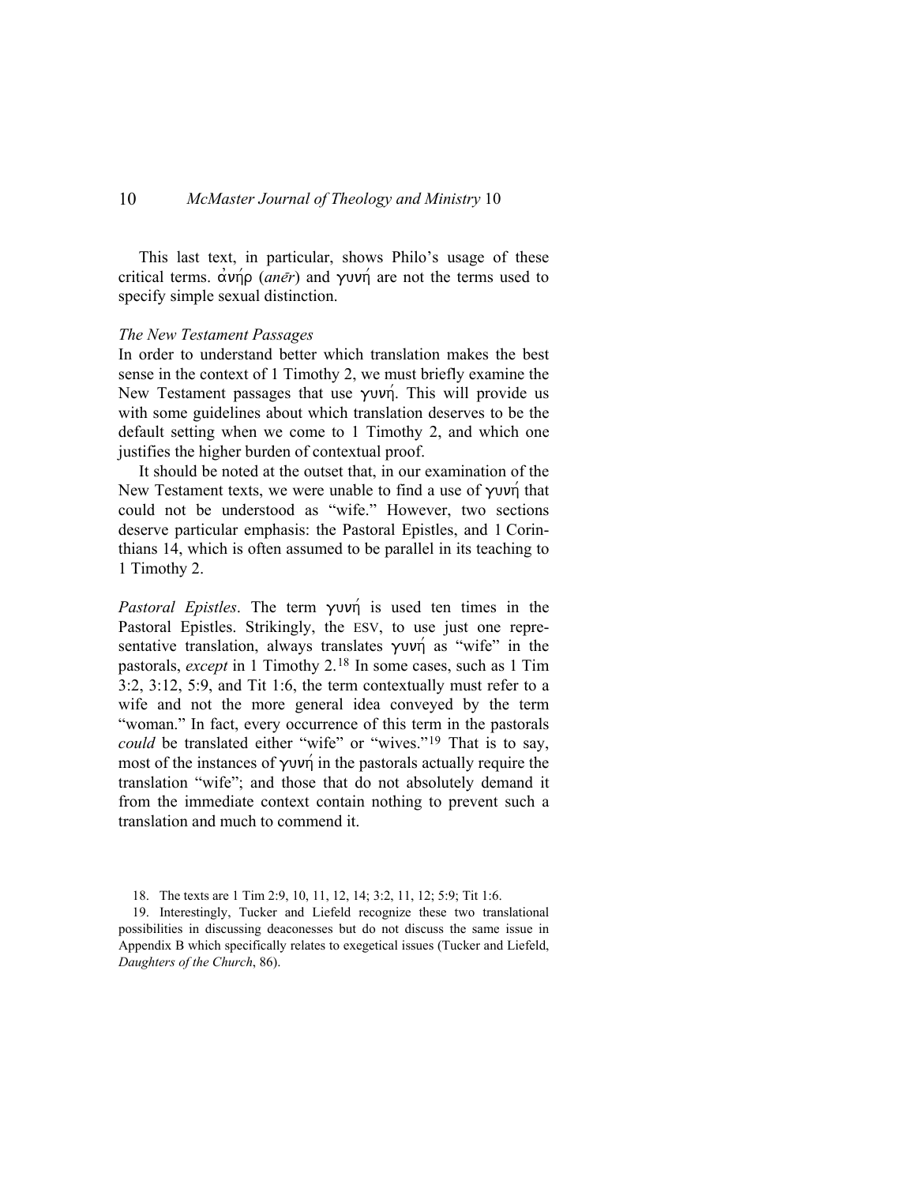This last text, in particular, shows Philo's usage of these critical terms. ἀνήρ (*anēr*) and γυνή are not the terms used to specify simple sexual distinction.

*The New Testament Passages*

In order to understand better which translation makes the best sense in the context of 1 Timothy 2, we must briefly examine the New Testament passages that use γυνή. This will provide us with some guidelines about which translation deserves to be the default setting when we come to 1 Timothy 2, and which one justifies the higher burden of contextual proof.

It should be noted at the outset that, in our examination of the New Testament texts, we were unable to find a use of γυνή that could not be understood as "wife." However, two sections deserve particular emphasis: the Pastoral Epistles, and 1 Corinthians 14, which is often assumed to be parallel in its teaching to 1 Timothy 2.

*Pastoral Epistles*. The term γυνή is used ten times in the Pastoral Epistles. Strikingly, the ESV, to use just one representative translation, always translates γυνή as "wife" in the pastorals, *except* in 1 Timothy 2.[18] In some cases, such as 1 Tim 3:2, 3:12, 5:9, and Tit 1:6, the term contextually must refer to a wife and not the more general idea conveyed by the term "woman." In fact, every occurrence of this term in the pastorals *could* be translated either "wife" or "wives."[19] That is to say, most of the instances of γυνή in the pastorals actually require the translation "wife"; and those that do not absolutely demand it from the immediate context contain nothing to prevent such a translation and much to commend it.

18. The texts are 1 Tim 2:9, 10, 11, 12, 14; 3:2, 11, 12; 5:9; Tit 1:6.

19. Interestingly, Tucker and Liefeld recognize these two translational possibilities in discussing deaconesses but do not discuss the same issue in Appendix B which specifically relates to exegetical issues (Tucker and Liefeld, *Daughters of the Church*, 86).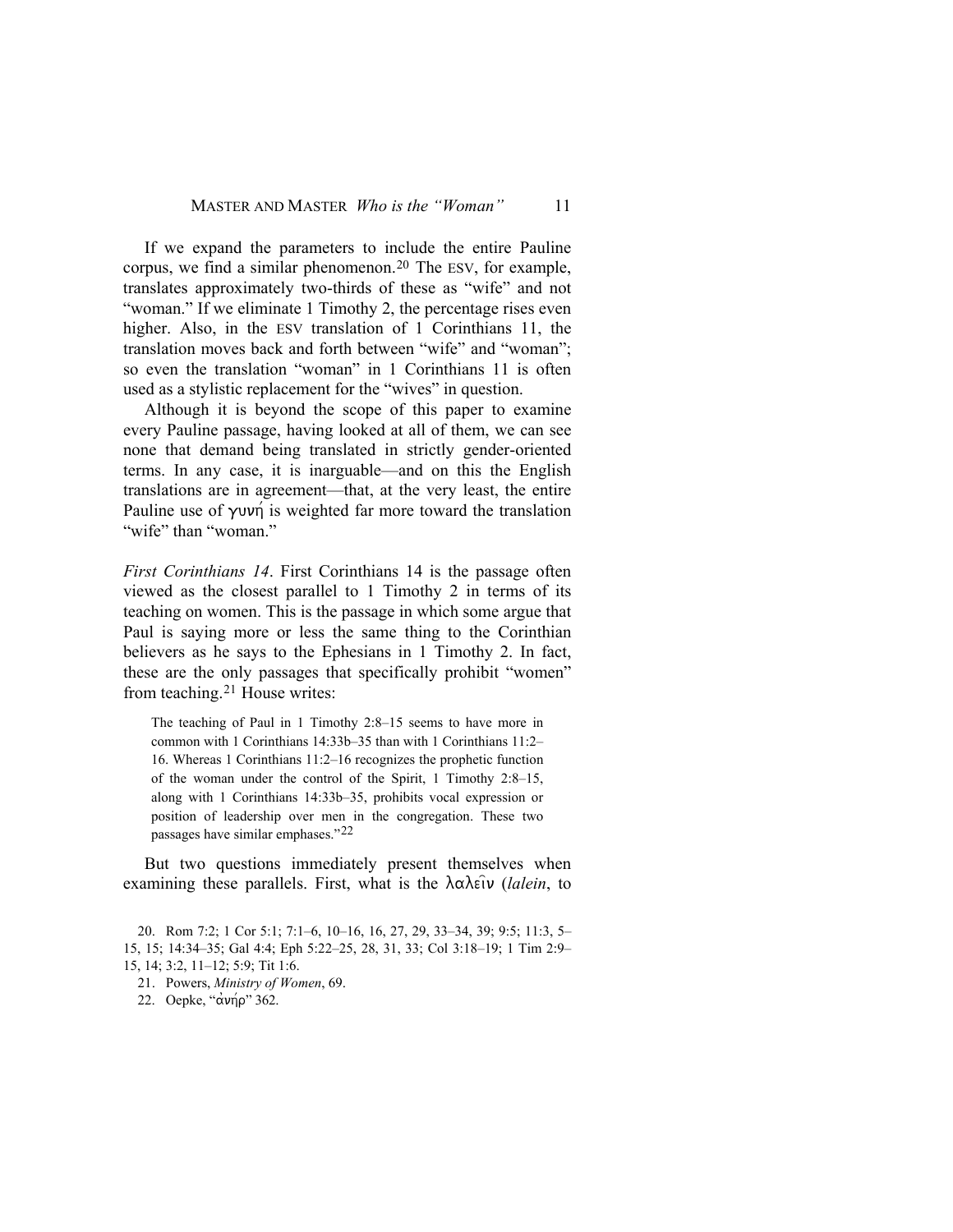If we expand the parameters to include the entire Pauline corpus, we find a similar phenomenon.[20] The ESV, for example, translates approximately two-thirds of these as "wife" and not "woman." If we eliminate 1 Timothy 2, the percentage rises even higher. Also, in the ESV translation of 1 Corinthians 11, the translation moves back and forth between "wife" and "woman"; so even the translation "woman" in 1 Corinthians 11 is often used as a stylistic replacement for the "wives" in question.

Although it is beyond the scope of this paper to examine every Pauline passage, having looked at all of them, we can see none that demand being translated in strictly gender-oriented terms. In any case, it is inarguable—and on this the English translations are in agreement—that, at the very least, the entire Pauline use of γυνή is weighted far more toward the translation "wife" than "woman."

*First Corinthians 14*. First Corinthians 14 is the passage often viewed as the closest parallel to 1 Timothy 2 in terms of its teaching on women. This is the passage in which some argue that Paul is saying more or less the same thing to the Corinthian believers as he says to the Ephesians in 1 Timothy 2. In fact, these are the only passages that specifically prohibit "women" from teaching.[21] House writes:

> The teaching of Paul in 1 Timothy 2:8–15 seems to have more in common with 1 Corinthians 14:33b–35 than with 1 Corinthians 11:2–16. Whereas 1 Corinthians 11:2–16 recognizes the prophetic function of the woman under the control of the Spirit, 1 Timothy 2:8–15, along with 1 Corinthians 14:33b–35, prohibits vocal expression or position of leadership over men in the congregation. These two passages have similar emphases."[22]

But two questions immediately present themselves when examining these parallels. First, what is the λαλεῖν (*lalein*, to

20. Rom 7:2; 1 Cor 5:1; 7:1–6, 10–16, 16, 27, 29, 33–34, 39; 9:5; 11:3, 5–15, 15; 14:34–35; Gal 4:4; Eph 5:22–25, 28, 31, 33; Col 3:18–19; 1 Tim 2:9–15, 14; 3:2, 11–12; 5:9; Tit 1:6.

21. Powers, *Ministry of Women*, 69.

22. Oepke, "ἀνήρ" 362.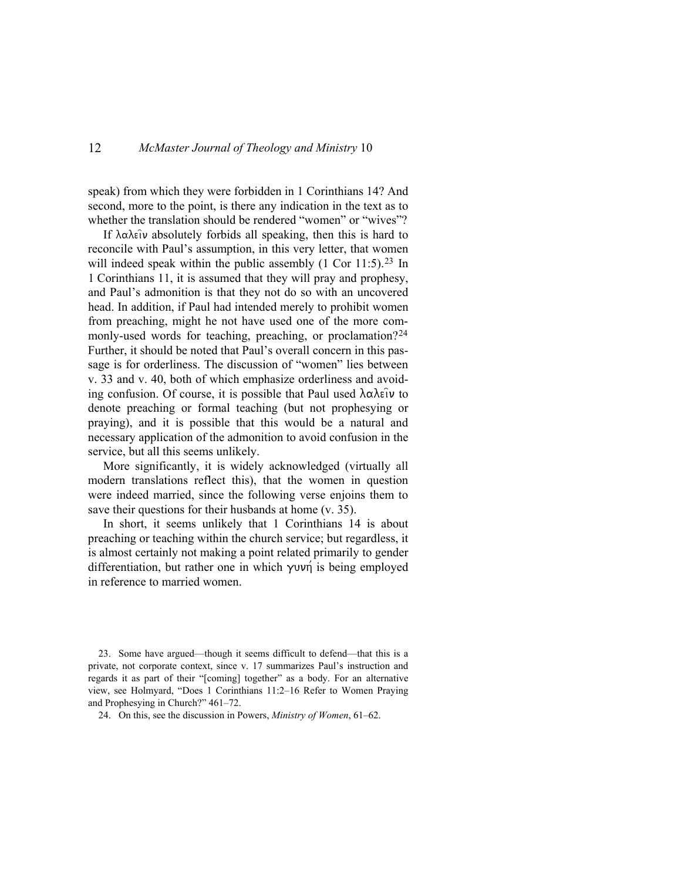speak) from which they were forbidden in 1 Corinthians 14? And second, more to the point, is there any indication in the text as to whether the translation should be rendered "women" or "wives"?

If λαλεῖν absolutely forbids all speaking, then this is hard to reconcile with Paul's assumption, in this very letter, that women will indeed speak within the public assembly (1 Cor 11:5).[23] In 1 Corinthians 11, it is assumed that they will pray and prophesy, and Paul's admonition is that they not do so with an uncovered head. In addition, if Paul had intended merely to prohibit women from preaching, might he not have used one of the more commonly-used words for teaching, preaching, or proclamation?[24] Further, it should be noted that Paul's overall concern in this passage is for orderliness. The discussion of "women" lies between v. 33 and v. 40, both of which emphasize orderliness and avoiding confusion. Of course, it is possible that Paul used λαλεῖν to denote preaching or formal teaching (but not prophesying or praying), and it is possible that this would be a natural and necessary application of the admonition to avoid confusion in the service, but all this seems unlikely.

More significantly, it is widely acknowledged (virtually all modern translations reflect this), that the women in question were indeed married, since the following verse enjoins them to save their questions for their husbands at home (v. 35).

In short, it seems unlikely that 1 Corinthians 14 is about preaching or teaching within the church service; but regardless, it is almost certainly not making a point related primarily to gender differentiation, but rather one in which γυνή is being employed in reference to married women.

23. Some have argued—though it seems difficult to defend—that this is a private, not corporate context, since v. 17 summarizes Paul's instruction and regards it as part of their "[coming] together" as a body. For an alternative view, see Holmyard, "Does 1 Corinthians 11:2–16 Refer to Women Praying and Prophesying in Church?" 461–72.

24. On this, see the discussion in Powers, *Ministry of Women*, 61–62.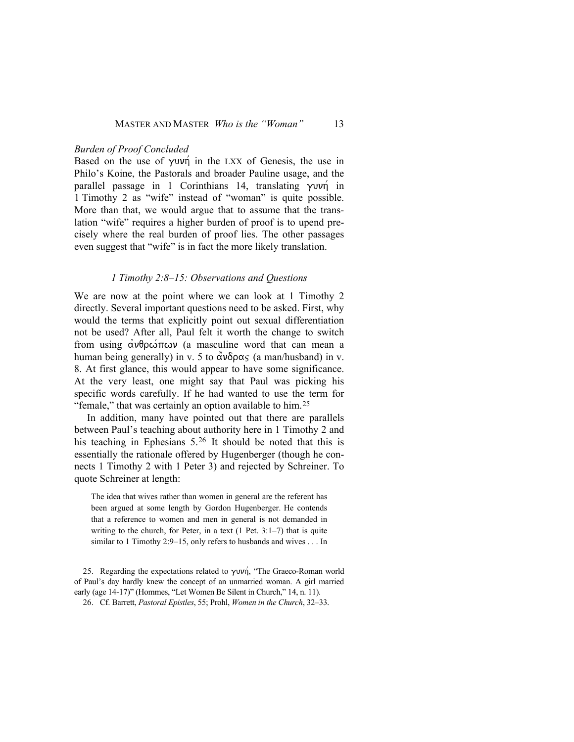*Burden of Proof Concluded*

Based on the use of γυνή in the LXX of Genesis, the use in Philo's Koine, the Pastorals and broader Pauline usage, and the parallel passage in 1 Corinthians 14, translating γυνή in 1 Timothy 2 as "wife" instead of "woman" is quite possible. More than that, we would argue that to assume that the translation "wife" requires a higher burden of proof is to upend precisely where the real burden of proof lies. The other passages even suggest that "wife" is in fact the more likely translation.

### *1 Timothy 2:8–15: Observations and Questions*

We are now at the point where we can look at 1 Timothy 2 directly. Several important questions need to be asked. First, why would the terms that explicitly point out sexual differentiation not be used? After all, Paul felt it worth the change to switch from using ἀνθρώπων (a masculine word that can mean a human being generally) in v. 5 to ἄνδρας (a man/husband) in v. 8. At first glance, this would appear to have some significance. At the very least, one might say that Paul was picking his specific words carefully. If he had wanted to use the term for "female," that was certainly an option available to him.[25]

In addition, many have pointed out that there are parallels between Paul's teaching about authority here in 1 Timothy 2 and his teaching in Ephesians 5.[26] It should be noted that this is essentially the rationale offered by Hugenberger (though he connects 1 Timothy 2 with 1 Peter 3) and rejected by Schreiner. To quote Schreiner at length:

> The idea that wives rather than women in general are the referent has been argued at some length by Gordon Hugenberger. He contends that a reference to women and men in general is not demanded in writing to the church, for Peter, in a text (1 Pet. 3:1–7) that is quite similar to 1 Timothy 2:9–15, only refers to husbands and wives . . . In

25. Regarding the expectations related to γυνή, "The Graeco-Roman world of Paul's day hardly knew the concept of an unmarried woman. A girl married early (age 14-17)" (Hommes, "Let Women Be Silent in Church," 14, n. 11).

26. Cf. Barrett, *Pastoral Epistles*, 55; Prohl, *Women in the Church*, 32–33.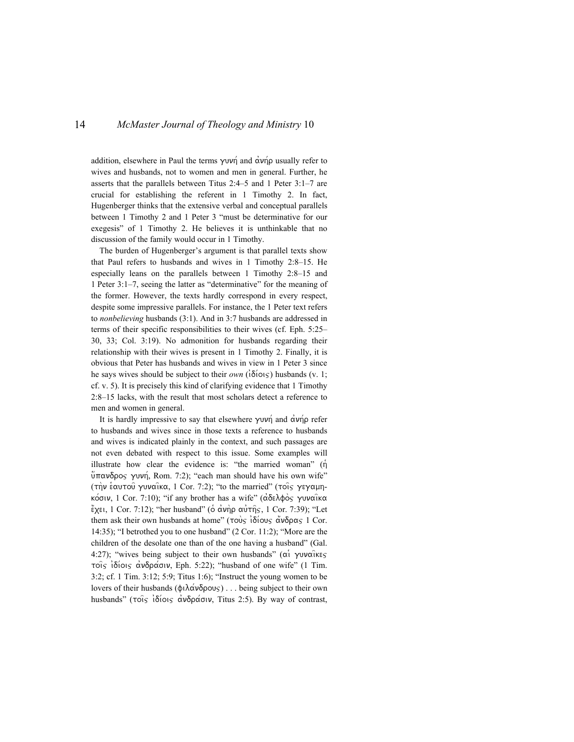addition, elsewhere in Paul the terms γυνή and ἀνήρ usually refer to wives and husbands, not to women and men in general. Further, he asserts that the parallels between Titus 2:4–5 and 1 Peter 3:1–7 are crucial for establishing the referent in 1 Timothy 2. In fact, Hugenberger thinks that the extensive verbal and conceptual parallels between 1 Timothy 2 and 1 Peter 3 "must be determinative for our exegesis" of 1 Timothy 2. He believes it is unthinkable that no discussion of the family would occur in 1 Timothy.

The burden of Hugenberger's argument is that parallel texts show that Paul refers to husbands and wives in 1 Timothy 2:8–15. He especially leans on the parallels between 1 Timothy 2:8–15 and 1 Peter 3:1–7, seeing the latter as "determinative" for the meaning of the former. However, the texts hardly correspond in every respect, despite some impressive parallels. For instance, the 1 Peter text refers to *nonbelieving* husbands (3:1). And in 3:7 husbands are addressed in terms of their specific responsibilities to their wives (cf. Eph. 5:25–30, 33; Col. 3:19). No admonition for husbands regarding their relationship with their wives is present in 1 Timothy 2. Finally, it is obvious that Peter has husbands and wives in view in 1 Peter 3 since he says wives should be subject to their *own* (ἰδίοις) husbands (v. 1; cf. v. 5). It is precisely this kind of clarifying evidence that 1 Timothy 2:8–15 lacks, with the result that most scholars detect a reference to men and women in general.

It is hardly impressive to say that elsewhere γυνή and ἀνήρ refer to husbands and wives since in those texts a reference to husbands and wives is indicated plainly in the context, and such passages are not even debated with respect to this issue. Some examples will illustrate how clear the evidence is: "the married woman" (ἡ ὕπανδρος γυνή, Rom. 7:2); "each man should have his own wife" (τὴν ἑαυτοῦ γυναῖκα, 1 Cor. 7:2); "to the married" (τοῖς γεγαμηκόσιν, 1 Cor. 7:10); "if any brother has a wife" (ἀδελφὸς γυναῖκα ἔχει, 1 Cor. 7:12); "her husband" (ὁ ἀνὴρ αὐτῆς, 1 Cor. 7:39); "Let them ask their own husbands at home" (τοὺς ἰδίους ἄνδρας 1 Cor. 14:35); "I betrothed you to one husband" (2 Cor. 11:2); "More are the children of the desolate one than of the one having a husband" (Gal. 4:27); "wives being subject to their own husbands" (αἱ γυναῖκες τοῖς ἰδίοις ἀνδράσιν, Eph. 5:22); "husband of one wife" (1 Tim. 3:2; cf. 1 Tim. 3:12; 5:9; Titus 1:6); "Instruct the young women to be lovers of their husbands (φιλάνδρους) . . . being subject to their own husbands" (τοῖς ἰδίοις ἀνδράσιν, Titus 2:5). By way of contrast,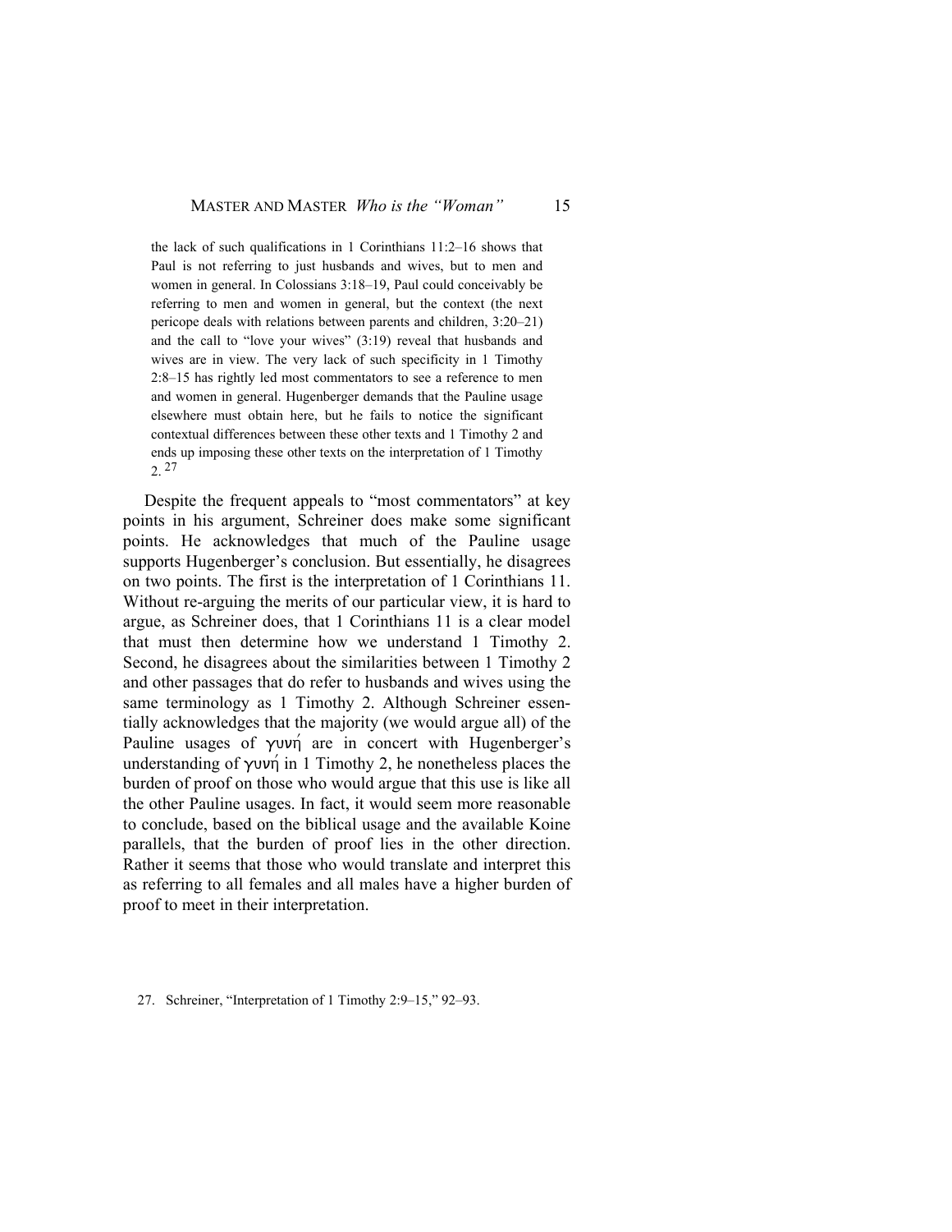> the lack of such qualifications in 1 Corinthians 11:2–16 shows that Paul is not referring to just husbands and wives, but to men and women in general. In Colossians 3:18–19, Paul could conceivably be referring to men and women in general, but the context (the next pericope deals with relations between parents and children, 3:20–21) and the call to "love your wives" (3:19) reveal that husbands and wives are in view. The very lack of such specificity in 1 Timothy 2:8–15 has rightly led most commentators to see a reference to men and women in general. Hugenberger demands that the Pauline usage elsewhere must obtain here, but he fails to notice the significant contextual differences between these other texts and 1 Timothy 2 and ends up imposing these other texts on the interpretation of 1 Timothy 2.[27]

Despite the frequent appeals to "most commentators" at key points in his argument, Schreiner does make some significant points. He acknowledges that much of the Pauline usage supports Hugenberger's conclusion. But essentially, he disagrees on two points. The first is the interpretation of 1 Corinthians 11. Without re-arguing the merits of our particular view, it is hard to argue, as Schreiner does, that 1 Corinthians 11 is a clear model that must then determine how we understand 1 Timothy 2. Second, he disagrees about the similarities between 1 Timothy 2 and other passages that do refer to husbands and wives using the same terminology as 1 Timothy 2. Although Schreiner essentially acknowledges that the majority (we would argue all) of the Pauline usages of γυνή are in concert with Hugenberger's understanding of γυνή in 1 Timothy 2, he nonetheless places the burden of proof on those who would argue that this use is like all the other Pauline usages. In fact, it would seem more reasonable to conclude, based on the biblical usage and the available Koine parallels, that the burden of proof lies in the other direction. Rather it seems that those who would translate and interpret this as referring to all females and all males have a higher burden of proof to meet in their interpretation.

27. Schreiner, "Interpretation of 1 Timothy 2:9–15," 92–93.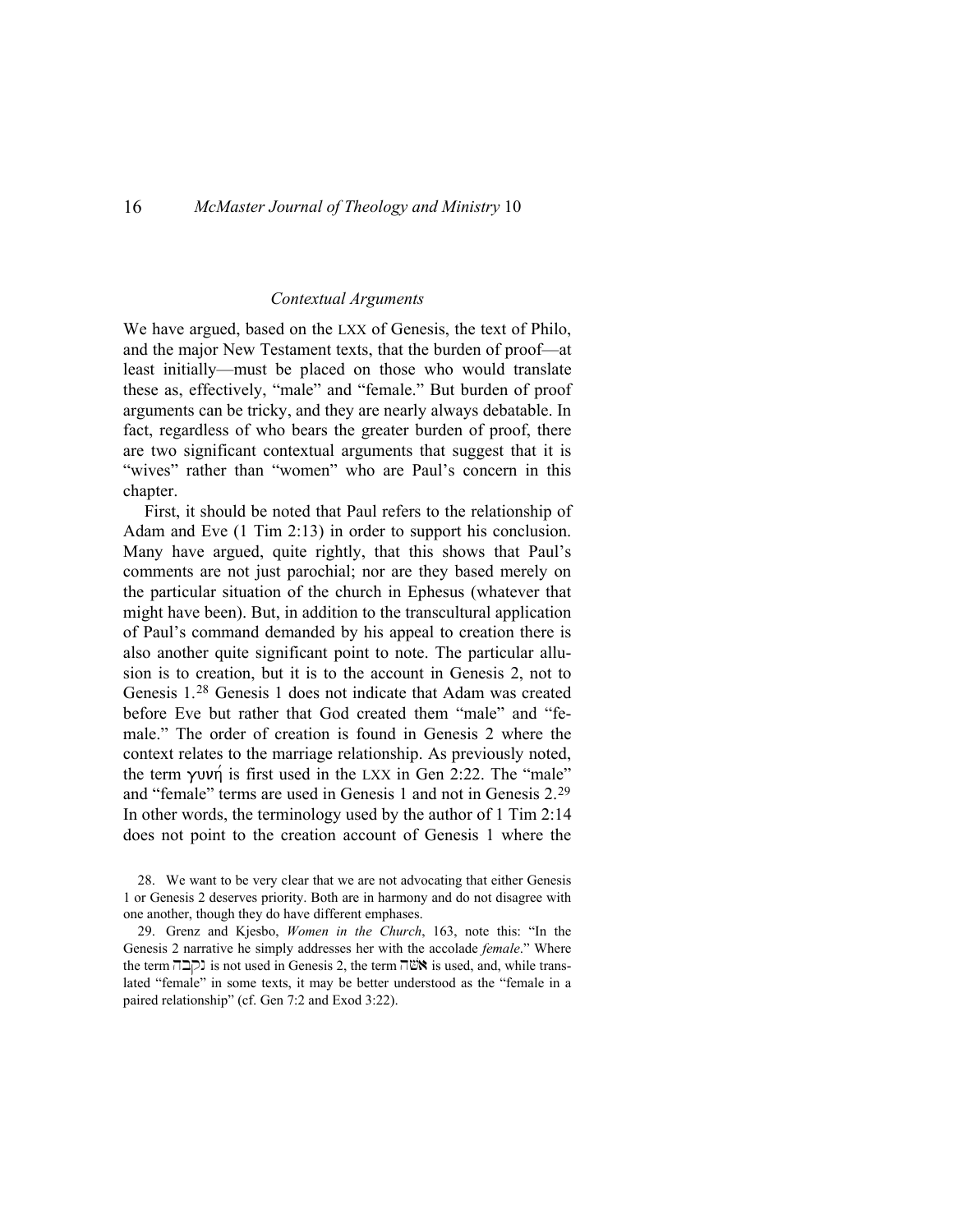### *Contextual Arguments*

We have argued, based on the LXX of Genesis, the text of Philo, and the major New Testament texts, that the burden of proof—at least initially—must be placed on those who would translate these as, effectively, "male" and "female." But burden of proof arguments can be tricky, and they are nearly always debatable. In fact, regardless of who bears the greater burden of proof, there are two significant contextual arguments that suggest that it is "wives" rather than "women" who are Paul's concern in this chapter.

First, it should be noted that Paul refers to the relationship of Adam and Eve (1 Tim 2:13) in order to support his conclusion. Many have argued, quite rightly, that this shows that Paul's comments are not just parochial; nor are they based merely on the particular situation of the church in Ephesus (whatever that might have been). But, in addition to the transcultural application of Paul's command demanded by his appeal to creation there is also another quite significant point to note. The particular allusion is to creation, but it is to the account in Genesis 2, not to Genesis 1.[28] Genesis 1 does not indicate that Adam was created before Eve but rather that God created them "male" and "female." The order of creation is found in Genesis 2 where the context relates to the marriage relationship. As previously noted, the term γυνή is first used in the LXX in Gen 2:22. The "male" and "female" terms are used in Genesis 1 and not in Genesis 2.[29] In other words, the terminology used by the author of 1 Tim 2:14 does not point to the creation account of Genesis 1 where the

28. We want to be very clear that we are not advocating that either Genesis 1 or Genesis 2 deserves priority. Both are in harmony and do not disagree with one another, though they do have different emphases.

29. Grenz and Kjesbo, *Women in the Church*, 163, note this: "In the Genesis 2 narrative he simply addresses her with the accolade *female*." Where the term נקבה is not used in Genesis 2, the term אשה is used, and, while translated "female" in some texts, it may be better understood as the "female in a paired relationship" (cf. Gen 7:2 and Exod 3:22).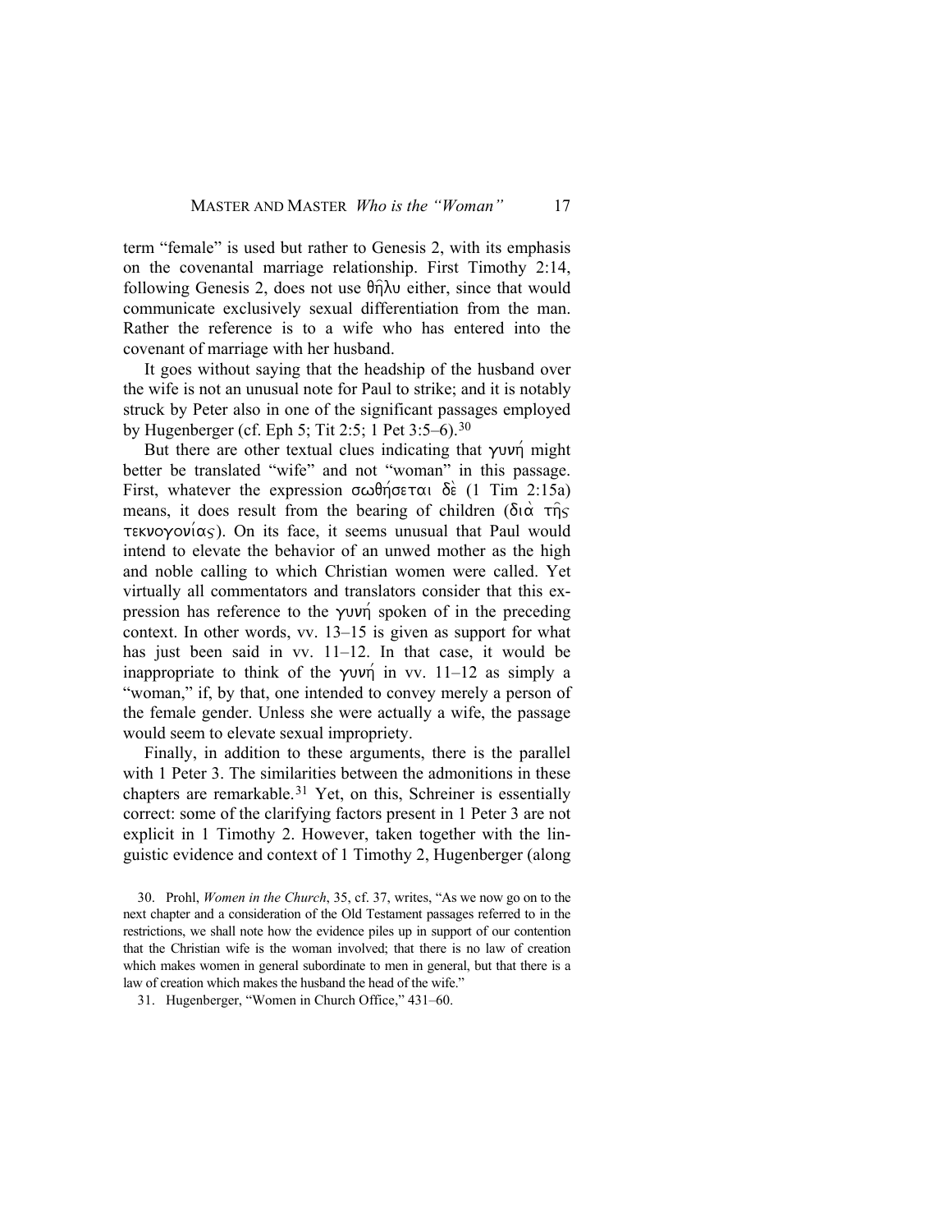term "female" is used but rather to Genesis 2, with its emphasis on the covenantal marriage relationship. First Timothy 2:14, following Genesis 2, does not use θῆλυ either, since that would communicate exclusively sexual differentiation from the man. Rather the reference is to a wife who has entered into the covenant of marriage with her husband.

It goes without saying that the headship of the husband over the wife is not an unusual note for Paul to strike; and it is notably struck by Peter also in one of the significant passages employed by Hugenberger (cf. Eph 5; Tit 2:5; 1 Pet 3:5–6).[30]

But there are other textual clues indicating that γυνή might better be translated "wife" and not "woman" in this passage. First, whatever the expression σωθήσεται δὲ (1 Tim 2:15a) means, it does result from the bearing of children (διὰ τῆς τεκνογονίας). On its face, it seems unusual that Paul would intend to elevate the behavior of an unwed mother as the high and noble calling to which Christian women were called. Yet virtually all commentators and translators consider that this expression has reference to the γυνή spoken of in the preceding context. In other words, vv. 13–15 is given as support for what has just been said in vv. 11–12. In that case, it would be inappropriate to think of the γυνή in vv. 11–12 as simply a "woman," if, by that, one intended to convey merely a person of the female gender. Unless she were actually a wife, the passage would seem to elevate sexual impropriety.

Finally, in addition to these arguments, there is the parallel with 1 Peter 3. The similarities between the admonitions in these chapters are remarkable.[31] Yet, on this, Schreiner is essentially correct: some of the clarifying factors present in 1 Peter 3 are not explicit in 1 Timothy 2. However, taken together with the linguistic evidence and context of 1 Timothy 2, Hugenberger (along

30. Prohl, *Women in the Church*, 35, cf. 37, writes, "As we now go on to the next chapter and a consideration of the Old Testament passages referred to in the restrictions, we shall note how the evidence piles up in support of our contention that the Christian wife is the woman involved; that there is no law of creation which makes women in general subordinate to men in general, but that there is a law of creation which makes the husband the head of the wife."

31. Hugenberger, "Women in Church Office," 431–60.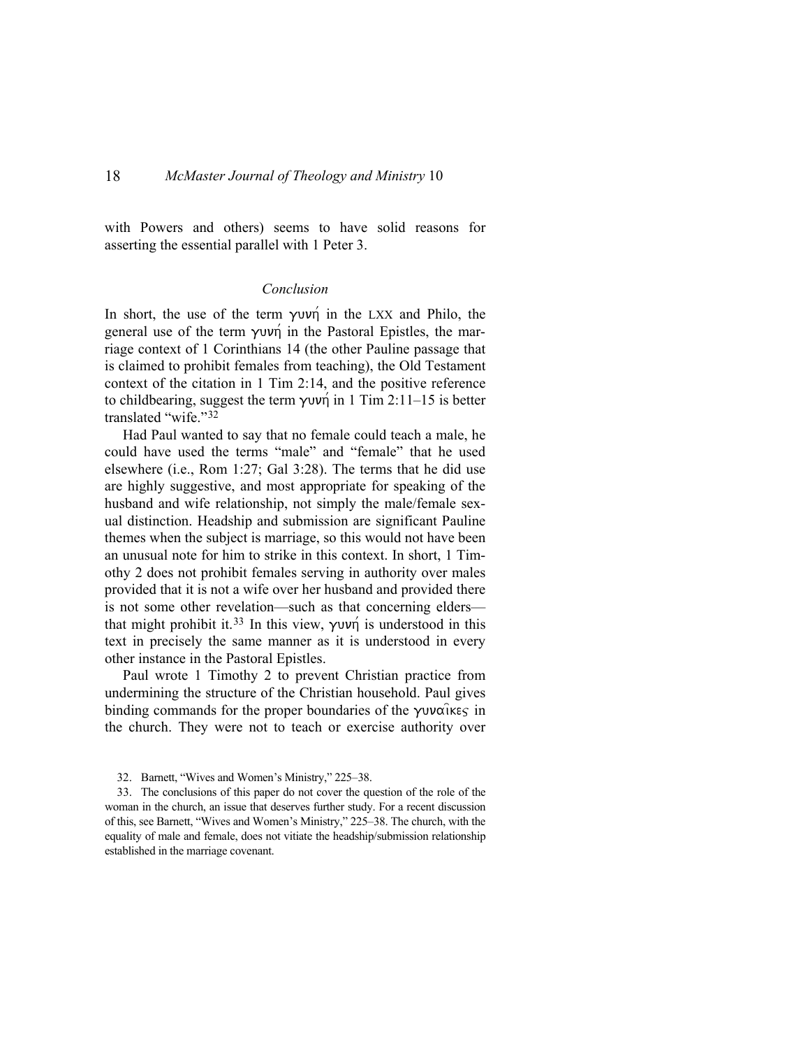with Powers and others) seems to have solid reasons for asserting the essential parallel with 1 Peter 3.

### *Conclusion*

In short, the use of the term γυνή in the LXX and Philo, the general use of the term γυνή in the Pastoral Epistles, the marriage context of 1 Corinthians 14 (the other Pauline passage that is claimed to prohibit females from teaching), the Old Testament context of the citation in 1 Tim 2:14, and the positive reference to childbearing, suggest the term γυνή in 1 Tim 2:11–15 is better translated "wife."[32]

Had Paul wanted to say that no female could teach a male, he could have used the terms "male" and "female" that he used elsewhere (i.e., Rom 1:27; Gal 3:28). The terms that he did use are highly suggestive, and most appropriate for speaking of the husband and wife relationship, not simply the male/female sexual distinction. Headship and submission are significant Pauline themes when the subject is marriage, so this would not have been an unusual note for him to strike in this context. In short, 1 Timothy 2 does not prohibit females serving in authority over males provided that it is not a wife over her husband and provided there is not some other revelation—such as that concerning elders—that might prohibit it.[33] In this view, γυνή is understood in this text in precisely the same manner as it is understood in every other instance in the Pastoral Epistles.

Paul wrote 1 Timothy 2 to prevent Christian practice from undermining the structure of the Christian household. Paul gives binding commands for the proper boundaries of the γυναῖκες in the church. They were not to teach or exercise authority over

32. Barnett, "Wives and Women's Ministry," 225–38.

33. The conclusions of this paper do not cover the question of the role of the woman in the church, an issue that deserves further study. For a recent discussion of this, see Barnett, "Wives and Women's Ministry," 225–38. The church, with the equality of male and female, does not vitiate the headship/submission relationship established in the marriage covenant.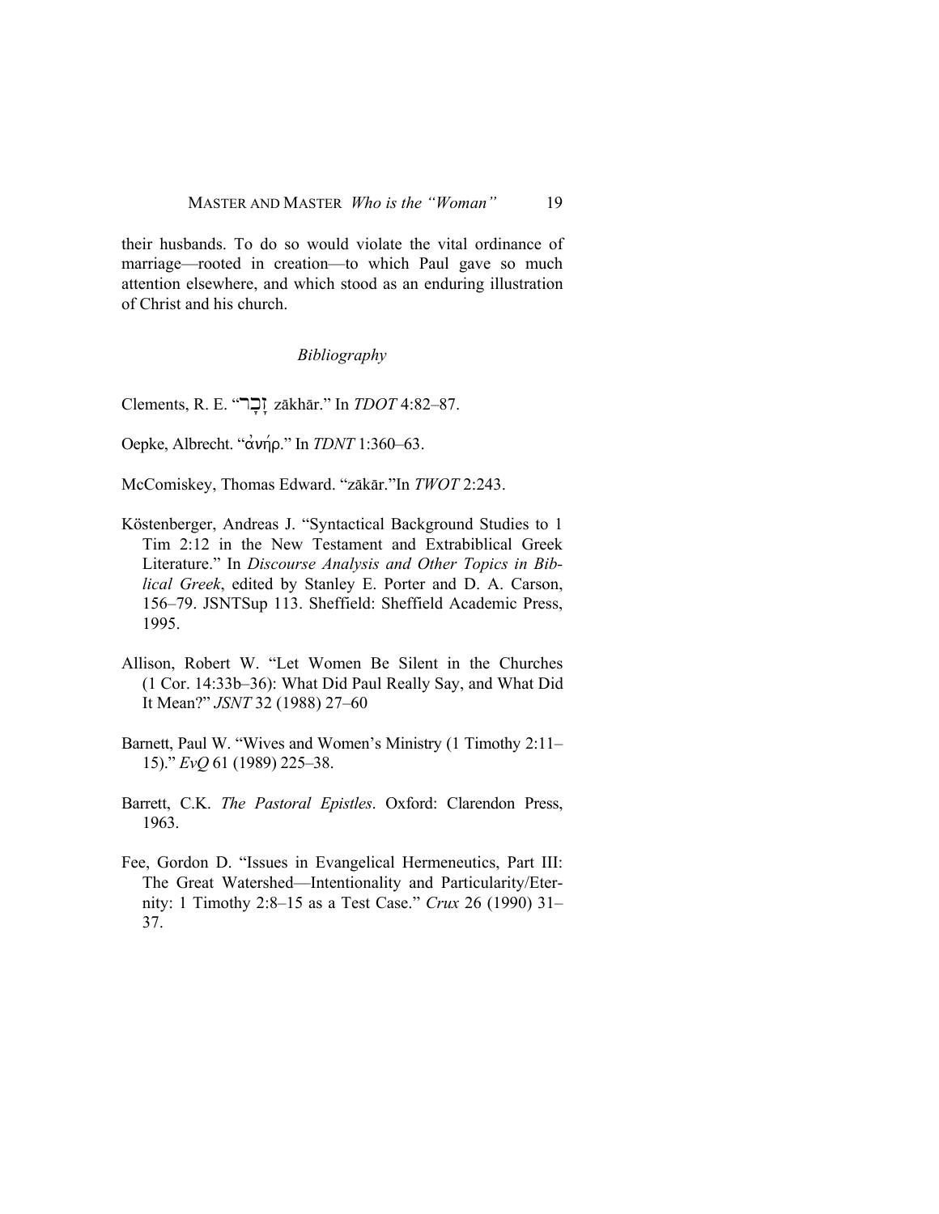their husbands. To do so would violate the vital ordinance of marriage—rooted in creation—to which Paul gave so much attention elsewhere, and which stood as an enduring illustration of Christ and his church.

## *Bibliography*

Clements, R. E. "זָכָר zākhār." In *TDOT* 4:82–87.

Oepke, Albrecht. "ἀνήρ." In *TDNT* 1:360–63.

McComiskey, Thomas Edward. "zākār."In *TWOT* 2:243.

Köstenberger, Andreas J. "Syntactical Background Studies to 1 Tim 2:12 in the New Testament and Extrabiblical Greek Literature." In *Discourse Analysis and Other Topics in Biblical Greek*, edited by Stanley E. Porter and D. A. Carson, 156–79. JSNTSup 113. Sheffield: Sheffield Academic Press, 1995.

Allison, Robert W. "Let Women Be Silent in the Churches (1 Cor. 14:33b–36): What Did Paul Really Say, and What Did It Mean?" *JSNT* 32 (1988) 27–60

Barnett, Paul W. "Wives and Women's Ministry (1 Timothy 2:11–15)." *EvQ* 61 (1989) 225–38.

Barrett, C.K. *The Pastoral Epistles*. Oxford: Clarendon Press, 1963.

Fee, Gordon D. "Issues in Evangelical Hermeneutics, Part III: The Great Watershed—Intentionality and Particularity/Eternity: 1 Timothy 2:8–15 as a Test Case." *Crux* 26 (1990) 31–37.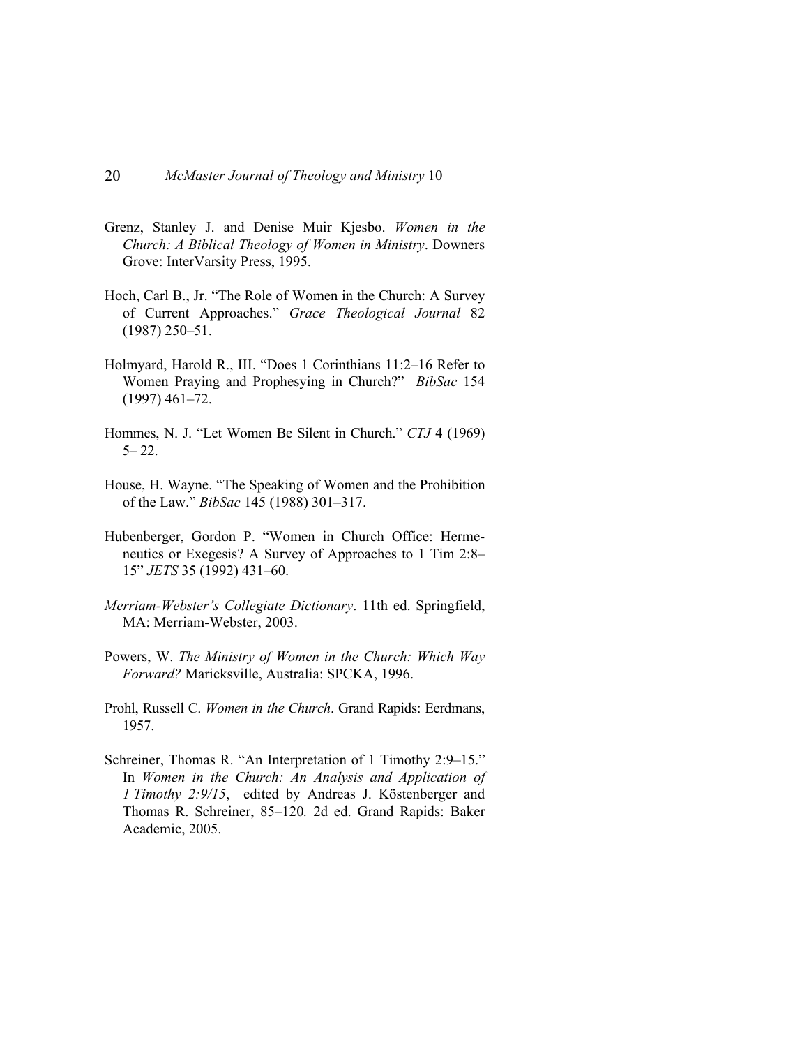Grenz, Stanley J. and Denise Muir Kjesbo. *Women in the Church: A Biblical Theology of Women in Ministry*. Downers Grove: InterVarsity Press, 1995.

Hoch, Carl B., Jr. "The Role of Women in the Church: A Survey of Current Approaches." *Grace Theological Journal* 82 (1987) 250–51.

Holmyard, Harold R., III. "Does 1 Corinthians 11:2–16 Refer to Women Praying and Prophesying in Church?" *BibSac* 154 (1997) 461–72.

Hommes, N. J. "Let Women Be Silent in Church." *CTJ* 4 (1969) 5– 22.

House, H. Wayne. "The Speaking of Women and the Prohibition of the Law." *BibSac* 145 (1988) 301–317.

Hubenberger, Gordon P. "Women in Church Office: Hermeneutics or Exegesis? A Survey of Approaches to 1 Tim 2:8–15" *JETS* 35 (1992) 431–60.

*Merriam-Webster's Collegiate Dictionary*. 11th ed. Springfield, MA: Merriam-Webster, 2003.

Powers, W. *The Ministry of Women in the Church: Which Way Forward?* Maricksville, Australia: SPCKA, 1996.

Prohl, Russell C. *Women in the Church*. Grand Rapids: Eerdmans, 1957.

Schreiner, Thomas R. "An Interpretation of 1 Timothy 2:9–15." In *Women in the Church: An Analysis and Application of 1 Timothy 2:9/15*, edited by Andreas J. Köstenberger and Thomas R. Schreiner, 85–120*.* 2d ed. Grand Rapids: Baker Academic, 2005.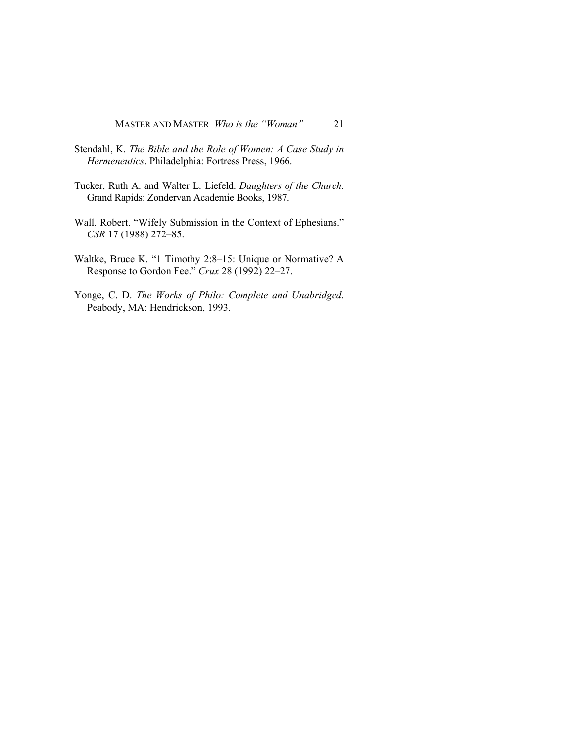Stendahl, K. *The Bible and the Role of Women: A Case Study in Hermeneutics*. Philadelphia: Fortress Press, 1966.

Tucker, Ruth A. and Walter L. Liefeld. *Daughters of the Church*. Grand Rapids: Zondervan Academie Books, 1987.

Wall, Robert. "Wifely Submission in the Context of Ephesians." *CSR* 17 (1988) 272–85.

Waltke, Bruce K. "1 Timothy 2:8–15: Unique or Normative? A Response to Gordon Fee." *Crux* 28 (1992) 22–27.

Yonge, C. D. *The Works of Philo: Complete and Unabridged*. Peabody, MA: Hendrickson, 1993.